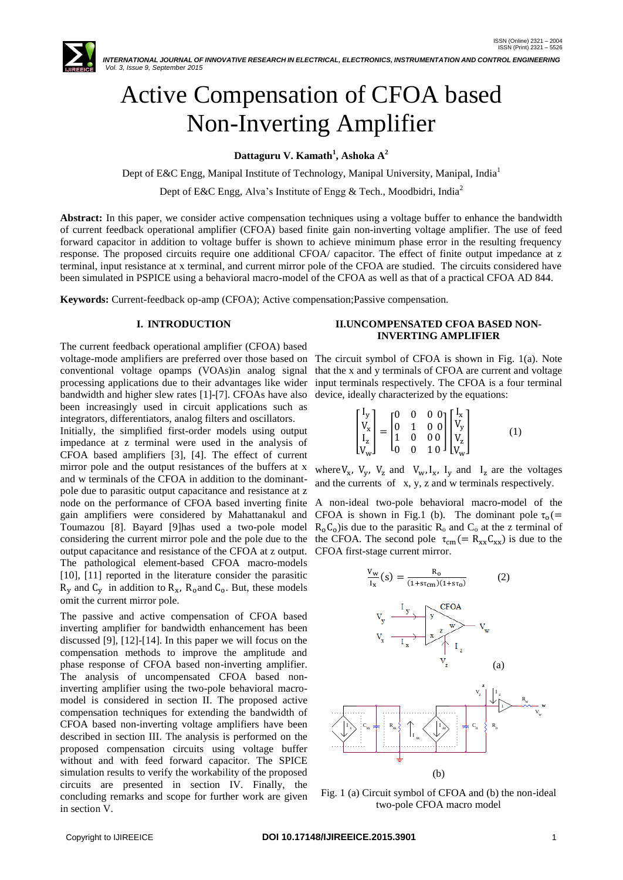# Active Compensation of CFOA based Non-Inverting Amplifier

**Dattaguru V. Kamath[1], Ashoka A[2]**

Dept of E&C Engg, Manipal Institute of Technology, Manipal University, Manipal, India[1]

Dept of E&C Engg, Alva's Institute of Engg & Tech., Moodbidri, India[2]

**Abstract:** In this paper, we consider active compensation techniques using a voltage buffer to enhance the bandwidth of current feedback operational amplifier (CFOA) based finite gain non-inverting voltage amplifier. The use of feed forward capacitor in addition to voltage buffer is shown to achieve minimum phase error in the resulting frequency response. The proposed circuits require one additional CFOA/ capacitor. The effect of finite output impedance at z terminal, input resistance at x terminal, and current mirror pole of the CFOA are studied. The circuits considered have been simulated in PSPICE using a behavioral macro-model of the CFOA as well as that of a practical CFOA AD 844.

**Keywords:** Current-feedback op-amp (CFOA); Active compensation;Passive compensation.

## I. INTRODUCTION

The current feedback operational amplifier (CFOA) based voltage-mode amplifiers are preferred over those based on conventional voltage opamps (VOAs)in analog signal processing applications due to their advantages like wider bandwidth and higher slew rates [1]-[7]. CFOAs have also been increasingly used in circuit applications such as integrators, differentiators, analog filters and oscillators.

Initially, the simplified first-order models using output impedance at z terminal were used in the analysis of CFOA based amplifiers [3], [4]. The effect of current mirror pole and the output resistances of the buffers at x and w terminals of the CFOA in addition to the dominant-pole due to parasitic output capacitance and resistance at z node on the performance of CFOA based inverting finite gain amplifiers were considered by Mahattanakul and Toumazou [8]. Bayard [9]has used a two-pole model considering the current mirror pole and the pole due to the output capacitance and resistance of the CFOA at z output. The pathological element-based CFOA macro-models [10], [11] reported in the literature consider the parasitic $R_y$ and $C_y$ in addition to $R_x$, $R_o$and $C_o$. But, these models omit the current mirror pole.

The passive and active compensation of CFOA based inverting amplifier for bandwidth enhancement has been discussed [9], [12]-[14]. In this paper we will focus on the compensation methods to improve the amplitude and phase response of CFOA based non-inverting amplifier. The analysis of uncompensated CFOA based non-inverting amplifier using the two-pole behavioral macro-model is considered in section II. The proposed active compensation techniques for extending the bandwidth of CFOA based non-inverting voltage amplifiers have been described in section III. The analysis is performed on the proposed compensation circuits using voltage buffer without and with feed forward capacitor. The SPICE simulation results to verify the workability of the proposed circuits are presented in section IV. Finally, the concluding remarks and scope for further work are given in section V.

## II.UNCOMPENSATED CFOA BASED NON-INVERTING AMPLIFIER

The circuit symbol of CFOA is shown in Fig. 1(a). Note that the x and y terminals of CFOA are current and voltage input terminals respectively. The CFOA is a four terminal device, ideally characterized by the equations:

$$\begin{bmatrix} I_y \\ V_x \\ I_z \\ V_w \end{bmatrix} = \begin{bmatrix} 0 & 0 & 0 & 0 \\ 0 & 1 & 0 & 0 \\ 1 & 0 & 0 & 0 \\ 0 & 0 & 1 & 0 \end{bmatrix} \begin{bmatrix} I_x \\ V_y \\ V_z \\ V_w \end{bmatrix} \qquad (1)$$

where$V_x$, $V_y$, $V_z$ and $V_w$,$I_x$, $I_y$ and $I_z$ are the voltages and the currents of x, y, z and w terminals respectively.

A non-ideal two-pole behavioral macro-model of the CFOA is shown in Fig.1 (b). The dominant pole $\tau_o (= R_o C_o)$is due to the parasitic $R_o$ and $C_o$ at the z terminal of the CFOA. The second pole $\tau_{cm} (= R_{xx} C_{xx})$ is due to the CFOA first-stage current mirror.

$$\frac{V_w}{I_x}(s) = \frac{R_o}{(1+s\tau_{cm})(1+s\tau_o)} \qquad (2)$$

Fig. 1 (a) Circuit symbol of CFOA and (b) the non-ideal two-pole CFOA macro model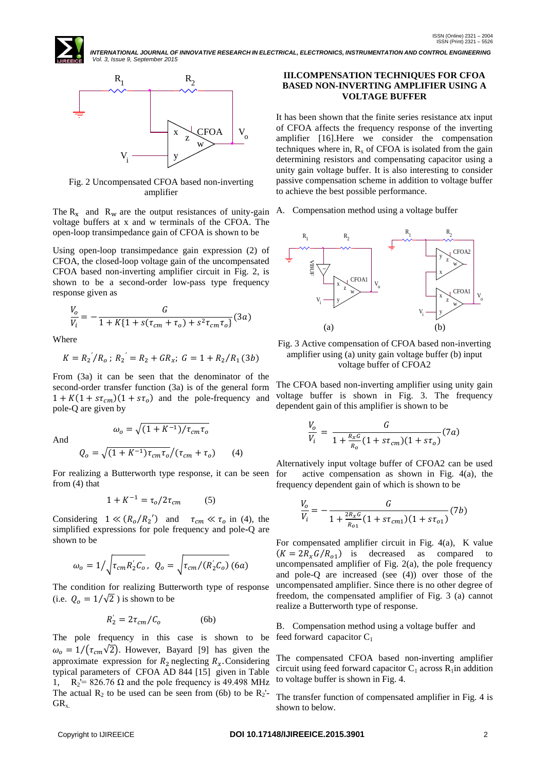Fig. 2 Uncompensated CFOA based non-inverting amplifier

The $R_x$ and $R_w$ are the output resistances of unity-gain voltage buffers at x and w terminals of the CFOA. The open-loop transimpedance gain of CFOA is shown to be

Using open-loop transimpedance gain expression (2) of CFOA, the closed-loop voltage gain of the uncompensated CFOA based non-inverting amplifier circuit in Fig. 2, is shown to be a second-order low-pass type frequency response given as

$$\frac{V_o}{V_i} = -\frac{G}{1 + K\{1 + s(\tau_{cm} + \tau_o) + s^2\tau_{cm}\tau_o\}} \quad (3a)$$

Where

$$K = R_2^{'}/R_o\,;\; R_2^{'} = R_2 + GR_x;\; G = 1 + R_2/R_1 \quad (3b)$$

From (3a) it can be seen that the denominator of the second-order transfer function (3a) is of the general form $1 + K(1 + s\tau_{cm})(1 + s\tau_o)$ and the pole-frequency and pole-Q are given by

$$\omega_o = \sqrt{(1 + K^{-1})/\tau_{cm}\tau_o}$$

And

$$Q_o = \sqrt{(1 + K^{-1})\tau_{cm}\tau_o}\Big/(\tau_{cm} + \tau_o) \qquad (4)$$

For realizing a Butterworth type response, it can be seen from (4) that

$$1 + K^{-1} = \tau_o/2\tau_{cm} \qquad (5)$$

Considering $1 \ll (R_o/R_2{}')$ and $\tau_{cm} \ll \tau_o$ in (4), the simplified expressions for pole frequency and pole-Q are shown to be

$$\omega_o = 1\Big/\sqrt{\tau_{cm}R_2^{'}C_o},\;\; Q_o = \sqrt{\tau_{cm}/(R_2^{'}C_o)} \quad (6a)$$

The condition for realizing Butterworth type of response (i.e. $Q_o = 1/\sqrt{2}$ ) is shown to be

$$R_2^{'} = 2\tau_{cm}/C_o \qquad (6b)$$

The pole frequency in this case is shown to be $\omega_o = 1/(\tau_{cm}\sqrt{2})$. However, Bayard [9] has given the approximate expression for $R_2$ neglecting $R_x$. Considering typical parameters of CFOA AD 844 [15] given in Table 1, $R_2' = 826.76\ \Omega$ and the pole frequency is 49.498 MHz The actual $R_2$ to be used can be seen from (6b) to be $R_2'$-$GR_x$.

## III. COMPENSATION TECHNIQUES FOR CFOA BASED NON-INVERTING AMPLIFIER USING A VOLTAGE BUFFER

It has been shown that the finite series resistance atx input of CFOA affects the frequency response of the inverting amplifier [16].Here we consider the compensation techniques where in, $R_x$ of CFOA is isolated from the gain determining resistors and compensating capacitor using a unity gain voltage buffer. It is also interesting to consider passive compensation scheme in addition to voltage buffer to achieve the best possible performance.

### A. Compensation method using a voltage buffer

Fig. 3 Active compensation of CFOA based non-inverting amplifier using (a) unity gain voltage buffer (b) input voltage buffer of CFOA2

The CFOA based non-inverting amplifier using unity gain voltage buffer is shown in Fig. 3. The frequency dependent gain of this amplifier is shown to be

$$\frac{V_o}{V_i} = \frac{G}{1 + \frac{R_xG}{R_o}(1 + s\tau_{cm})(1 + s\tau_o)} \quad (7a)$$

Alternatively input voltage buffer of CFOA2 can be used for active compensation as shown in Fig. 4(a), the frequency dependent gain of which is shown to be

$$\frac{V_o}{V_i} = -\frac{G}{1 + \frac{2R_xG}{R_{o1}}(1 + s\tau_{cm1})(1 + s\tau_{o1})} \quad (7b)$$

For compensated amplifier circuit in Fig. 4(a), K value $(K = 2R_xG/R_{o1})$ is decreased as compared to uncompensated amplifier of Fig. 2(a), the pole frequency and pole-Q are increased (see (4)) over those of the uncompensated amplifier. Since there is no other degree of freedom, the compensated amplifier of Fig. 3 (a) cannot realize a Butterworth type of response.

### B. Compensation method using a voltage buffer and feed forward capacitor $C_1$

The compensated CFOA based non-inverting amplifier circuit using feed forward capacitor $C_1$ across $R_1$in addition to voltage buffer is shown in Fig. 4.

The transfer function of compensated amplifier in Fig. 4 is shown to below.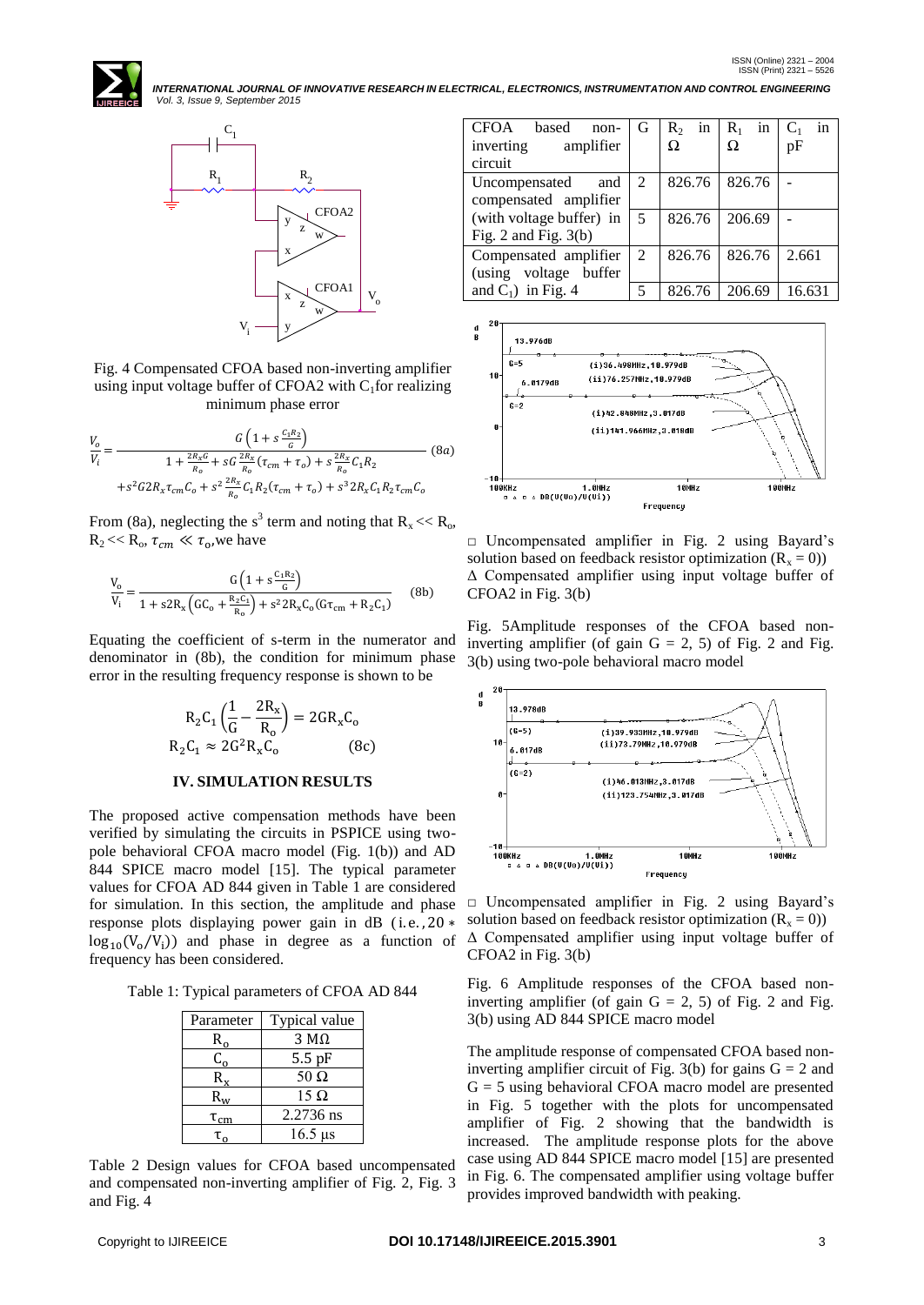Fig. 4 Compensated CFOA based non-inverting amplifier using input voltage buffer of CFOA2 with $C_1$ for realizing minimum phase error

$$\frac{V_o}{V_i} = \frac{G\left(1 + s\frac{C_1R_2}{G}\right)}{1 + \frac{2R_xG}{R_o} + sG\frac{2R_x}{R_o}(\tau_{cm} + \tau_o) + s\frac{2R_x}{R_o}C_1R_2 + s^2G2R_x\tau_{cm}C_o + s^2\frac{2R_x}{R_o}C_1R_2(\tau_{cm} + \tau_o) + s^3 2R_xC_1R_2\tau_{cm}C_o} \quad (8a)$$

From (8a), neglecting the $s^3$ term and noting that $R_x << R_o$, $R_2 << R_o$, $\tau_{cm} \ll \tau_o$, we have

$$\frac{V_o}{V_i} = \frac{G\left(1 + s\frac{C_1R_2}{G}\right)}{1 + s2R_x\left(GC_o + \frac{R_2C_1}{R_o}\right) + s^2 2R_xC_o(G\tau_{cm} + R_2C_1)} \quad (8b)$$

Equating the coefficient of s-term in the numerator and denominator in (8b), the condition for minimum phase error in the resulting frequency response is shown to be

$$R_2C_1\left(\frac{1}{G} - \frac{2R_x}{R_o}\right) = 2GR_xC_o$$
$$R_2C_1 \approx 2G^2R_xC_o \quad (8c)$$

## IV. SIMULATION RESULTS

The proposed active compensation methods have been verified by simulating the circuits in PSPICE using two-pole behavioral CFOA macro model (Fig. 1(b)) and AD 844 SPICE macro model [15]. The typical parameter values for CFOA AD 844 given in Table 1 are considered for simulation. In this section, the amplitude and phase response plots displaying power gain in dB (i.e., $20 * \log_{10}(V_o/V_i)$) and phase in degree as a function of frequency has been considered.

Table 1: Typical parameters of CFOA AD 844

| Parameter | Typical value |
|---|---|
| $R_o$ | 3 MΩ |
| $C_o$ | 5.5 pF |
| $R_x$ | 50 Ω |
| $R_W$ | 15 Ω |
| $\tau_{cm}$ | 2.2736 ns |
| $\tau_o$ | 16.5 μs |

Table 2 Design values for CFOA based uncompensated and compensated non-inverting amplifier of Fig. 2, Fig. 3 and Fig. 4

| CFOA based non-inverting amplifier circuit | G | $R_2$ in Ω | $R_1$ in Ω | $C_1$ in pF |
|---|---|---|---|---|
| Uncompensated and compensated amplifier (with voltage buffer) in Fig. 2 and Fig. 3(b) | 2 | 826.76 | 826.76 | - |
| | 5 | 826.76 | 206.69 | - |
| Compensated amplifier (using voltage buffer and $C_1$) in Fig. 4 | 2 | 826.76 | 826.76 | 2.661 |
| | 5 | 826.76 | 206.69 | 16.631 |

□ Uncompensated amplifier in Fig. 2 using Bayard's solution based on feedback resistor optimization ($R_x = 0$))
Δ Compensated amplifier using input voltage buffer of CFOA2 in Fig. 3(b)

Fig. 5 Amplitude responses of the CFOA based non-inverting amplifier (of gain G = 2, 5) of Fig. 2 and Fig. 3(b) using two-pole behavioral macro model

□ Uncompensated amplifier in Fig. 2 using Bayard's solution based on feedback resistor optimization ($R_x = 0$))
Δ Compensated amplifier using input voltage buffer of CFOA2 in Fig. 3(b)

Fig. 6 Amplitude responses of the CFOA based non-inverting amplifier (of gain G = 2, 5) of Fig. 2 and Fig. 3(b) using AD 844 SPICE macro model

The amplitude response of compensated CFOA based non-inverting amplifier circuit of Fig. 3(b) for gains G = 2 and G = 5 using behavioral CFOA macro model are presented in Fig. 5 together with the plots for uncompensated amplifier of Fig. 2 showing that the bandwidth is increased. The amplitude response plots for the above case using AD 844 SPICE macro model [15] are presented in Fig. 6. The compensated amplifier using voltage buffer provides improved bandwidth with peaking.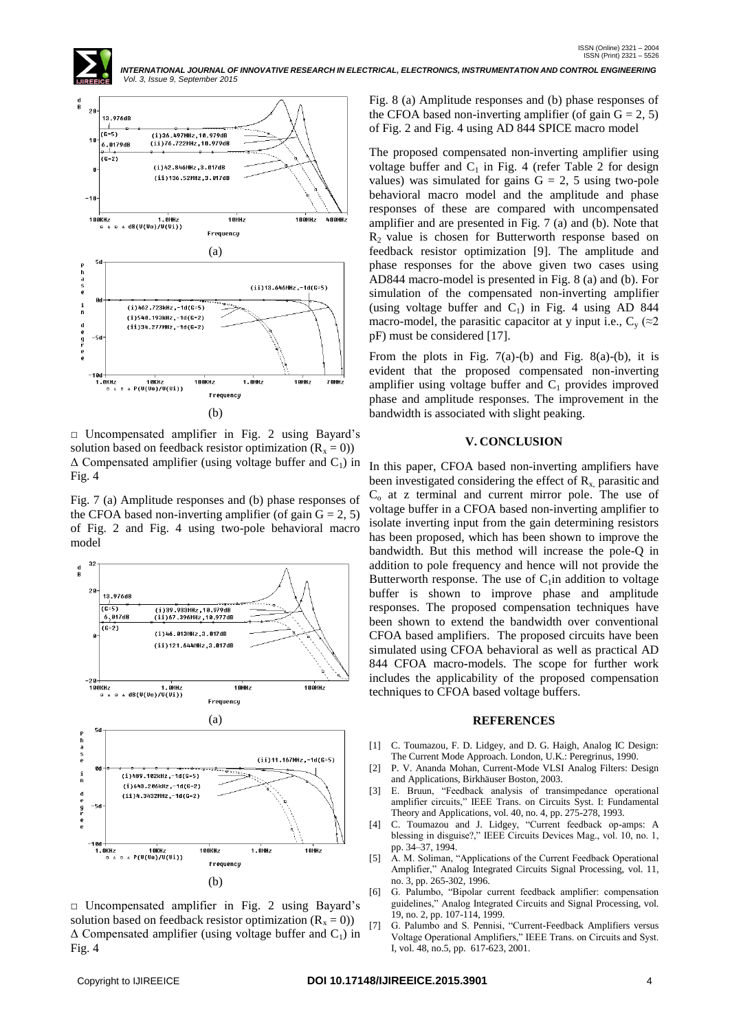(a)

(b)

□ Uncompensated amplifier in Fig. 2 using Bayard's solution based on feedback resistor optimization ($R_x = 0$))
Δ Compensated amplifier (using voltage buffer and $C_1$) in Fig. 4

Fig. 7 (a) Amplitude responses and (b) phase responses of the CFOA based non-inverting amplifier (of gain G = 2, 5) of Fig. 2 and Fig. 4 using two-pole behavioral macro model

(a)

(b)

□ Uncompensated amplifier in Fig. 2 using Bayard's solution based on feedback resistor optimization ($R_x = 0$))
Δ Compensated amplifier (using voltage buffer and $C_1$) in Fig. 4

Fig. 8 (a) Amplitude responses and (b) phase responses of the CFOA based non-inverting amplifier (of gain G = 2, 5) of Fig. 2 and Fig. 4 using AD 844 SPICE macro model

The proposed compensated non-inverting amplifier using voltage buffer and $C_1$ in Fig. 4 (refer Table 2 for design values) was simulated for gains G = 2, 5 using two-pole behavioral macro model and the amplitude and phase responses of these are compared with uncompensated amplifier and are presented in Fig. 7 (a) and (b). Note that $R_2$ value is chosen for Butterworth response based on feedback resistor optimization [9]. The amplitude and phase responses for the above given two cases using AD844 macro-model is presented in Fig. 8 (a) and (b). For simulation of the compensated non-inverting amplifier (using voltage buffer and $C_1$) in Fig. 4 using AD 844 macro-model, the parasitic capacitor at y input i.e., $C_y$ (≈2 pF) must be considered [17].

From the plots in Fig. 7(a)-(b) and Fig. 8(a)-(b), it is evident that the proposed compensated non-inverting amplifier using voltage buffer and $C_1$ provides improved phase and amplitude responses. The improvement in the bandwidth is associated with slight peaking.

## V. CONCLUSION

In this paper, CFOA based non-inverting amplifiers have been investigated considering the effect of $R_x$, parasitic and $C_o$ at z terminal and current mirror pole. The use of voltage buffer in a CFOA based non-inverting amplifier to isolate inverting input from the gain determining resistors has been proposed, which has been shown to improve the bandwidth. But this method will increase the pole-Q in addition to pole frequency and hence will not provide the Butterworth response. The use of $C_1$in addition to voltage buffer is shown to improve phase and amplitude responses. The proposed compensation techniques have been shown to extend the bandwidth over conventional CFOA based amplifiers. The proposed circuits have been simulated using CFOA behavioral as well as practical AD 844 CFOA macro-models. The scope for further work includes the applicability of the proposed compensation techniques to CFOA based voltage buffers.

## REFERENCES

[1] C. Toumazou, F. D. Lidgey, and D. G. Haigh, Analog IC Design: The Current Mode Approach. London, U.K.: Peregrinus, 1990.

[2] P. V. Ananda Mohan, Current-Mode VLSI Analog Filters: Design and Applications, Birkhäuser Boston, 2003.

[3] E. Bruun, "Feedback analysis of transimpedance operational amplifier circuits," IEEE Trans. on Circuits Syst. I: Fundamental Theory and Applications, vol. 40, no. 4, pp. 275-278, 1993.

[4] C. Toumazou and J. Lidgey, "Current feedback op-amps: A blessing in disguise?," IEEE Circuits Devices Mag., vol. 10, no. 1, pp. 34–37, 1994.

[5] A. M. Soliman, "Applications of the Current Feedback Operational Amplifier," Analog Integrated Circuits Signal Processing, vol. 11, no. 3, pp. 265-302, 1996.

[6] G. Palumbo, "Bipolar current feedback amplifier: compensation guidelines," Analog Integrated Circuits and Signal Processing, vol. 19, no. 2, pp. 107-114, 1999.

[7] G. Palumbo and S. Pennisi, "Current-Feedback Amplifiers versus Voltage Operational Amplifiers," IEEE Trans. on Circuits and Syst. I, vol. 48, no.5, pp. 617-623, 2001.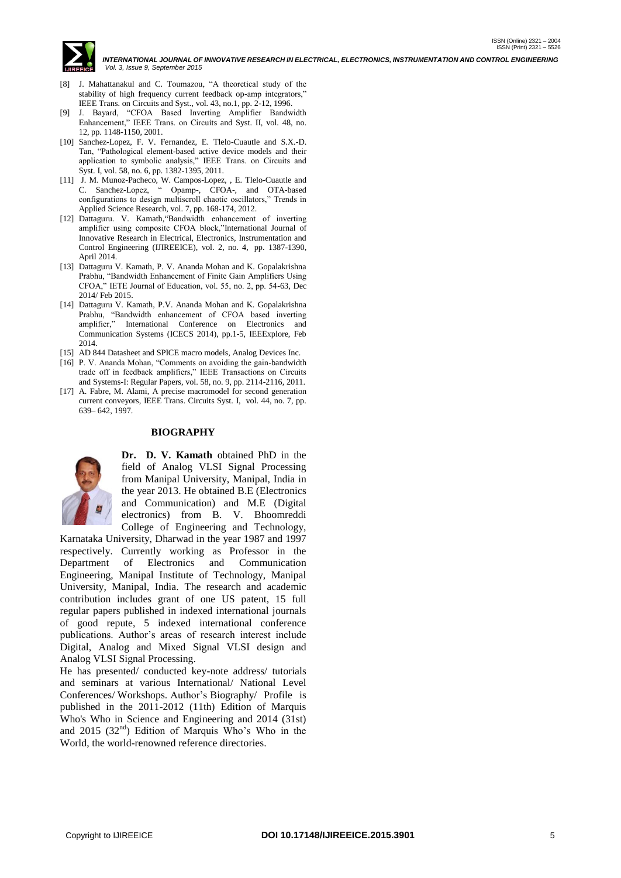[8] J. Mahattanakul and C. Toumazou, "A theoretical study of the stability of high frequency current feedback op-amp integrators," IEEE Trans. on Circuits and Syst., vol. 43, no.1, pp. 2-12, 1996.

[9] J. Bayard, "CFOA Based Inverting Amplifier Bandwidth Enhancement," IEEE Trans. on Circuits and Syst. II, vol. 48, no. 12, pp. 1148-1150, 2001.

[10] Sanchez-Lopez, F. V. Fernandez, E. Tlelo-Cuautle and S.X.-D. Tan, "Pathological element-based active device models and their application to symbolic analysis," IEEE Trans. on Circuits and Syst. I, vol. 58, no. 6, pp. 1382-1395, 2011.

[11] J. M. Munoz-Pacheco, W. Campos-Lopez, , E. Tlelo-Cuautle and C. Sanchez-Lopez, " Opamp-, CFOA-, and OTA-based configurations to design multiscroll chaotic oscillators," Trends in Applied Science Research, vol. 7, pp. 168-174, 2012.

[12] Dattaguru. V. Kamath,"Bandwidth enhancement of inverting amplifier using composite CFOA block,"International Journal of Innovative Research in Electrical, Electronics, Instrumentation and Control Engineering (IJIREEICE), vol. 2, no. 4, pp. 1387-1390, April 2014.

[13] Dattaguru V. Kamath, P. V. Ananda Mohan and K. Gopalakrishna Prabhu, "Bandwidth Enhancement of Finite Gain Amplifiers Using CFOA," IETE Journal of Education, vol. 55, no. 2, pp. 54-63, Dec 2014/ Feb 2015.

[14] Dattaguru V. Kamath, P.V. Ananda Mohan and K. Gopalakrishna Prabhu, "Bandwidth enhancement of CFOA based inverting amplifier," International Conference on Electronics and Communication Systems (ICECS 2014), pp.1-5, IEEExplore, Feb 2014.

[15] AD 844 Datasheet and SPICE macro models, Analog Devices Inc.

[16] P. V. Ananda Mohan, "Comments on avoiding the gain-bandwidth trade off in feedback amplifiers," IEEE Transactions on Circuits and Systems-I: Regular Papers, vol. 58, no. 9, pp. 2114-2116, 2011.

[17] A. Fabre, M. Alami, A precise macromodel for second generation current conveyors, IEEE Trans. Circuits Syst. I, vol. 44, no. 7, pp. 639– 642, 1997.

## BIOGRAPHY

**Dr. D. V. Kamath** obtained PhD in the field of Analog VLSI Signal Processing from Manipal University, Manipal, India in the year 2013. He obtained B.E (Electronics and Communication) and M.E (Digital electronics) from B. V. Bhoomreddi College of Engineering and Technology, Karnataka University, Dharwad in the year 1987 and 1997 respectively. Currently working as Professor in the Department of Electronics and Communication Engineering, Manipal Institute of Technology, Manipal University, Manipal, India. The research and academic contribution includes grant of one US patent, 15 full regular papers published in indexed international journals of good repute, 5 indexed international conference publications. Author's areas of research interest include Digital, Analog and Mixed Signal VLSI design and Analog VLSI Signal Processing.

He has presented/ conducted key-note address/ tutorials and seminars at various International/ National Level Conferences/ Workshops. Author's Biography/ Profile is published in the 2011-2012 (11th) Edition of Marquis Who's Who in Science and Engineering and 2014 (31st) and 2015 (32nd) Edition of Marquis Who's Who in the World, the world-renowned reference directories.